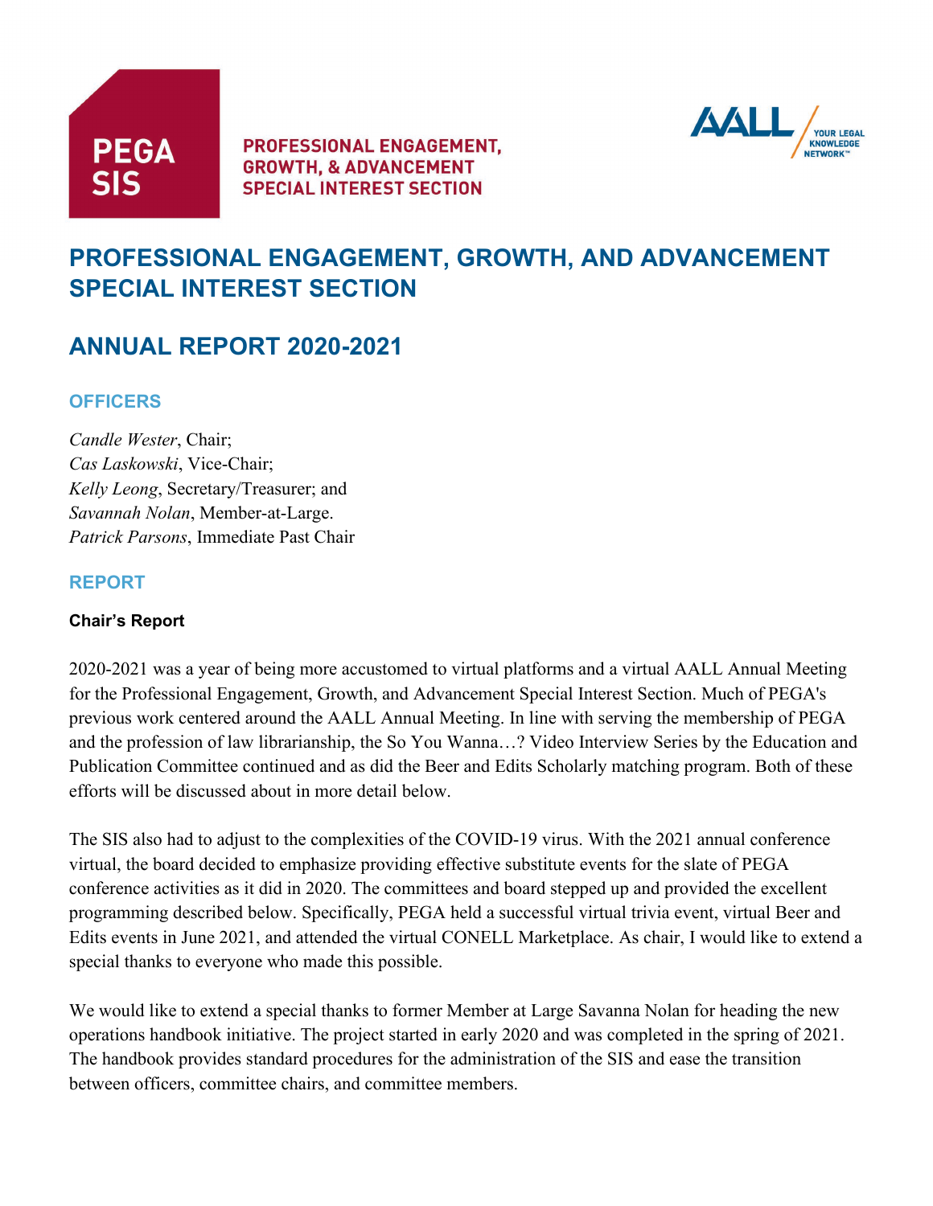PEGA SIS

PROFESSIONAL ENGAGEMENT, GROWTH, & ADVANCEMENT SPECIAL INTEREST SECTION

AALL YOUR LEGAL KNOWLEDGE NETWORK™

# PROFESSIONAL ENGAGEMENT, GROWTH, AND ADVANCEMENT SPECIAL INTEREST SECTION

# ANNUAL REPORT 2020-2021

## OFFICERS

*Candle Wester*, Chair;
*Cas Laskowski*, Vice-Chair;
*Kelly Leong*, Secretary/Treasurer; and
*Savannah Nolan*, Member-at-Large.
*Patrick Parsons*, Immediate Past Chair

## REPORT

### Chair's Report

2020-2021 was a year of being more accustomed to virtual platforms and a virtual AALL Annual Meeting for the Professional Engagement, Growth, and Advancement Special Interest Section. Much of PEGA's previous work centered around the AALL Annual Meeting. In line with serving the membership of PEGA and the profession of law librarianship, the So You Wanna…? Video Interview Series by the Education and Publication Committee continued and as did the Beer and Edits Scholarly matching program. Both of these efforts will be discussed about in more detail below.

The SIS also had to adjust to the complexities of the COVID-19 virus. With the 2021 annual conference virtual, the board decided to emphasize providing effective substitute events for the slate of PEGA conference activities as it did in 2020. The committees and board stepped up and provided the excellent programming described below. Specifically, PEGA held a successful virtual trivia event, virtual Beer and Edits events in June 2021, and attended the virtual CONELL Marketplace. As chair, I would like to extend a special thanks to everyone who made this possible.

We would like to extend a special thanks to former Member at Large Savanna Nolan for heading the new operations handbook initiative. The project started in early 2020 and was completed in the spring of 2021. The handbook provides standard procedures for the administration of the SIS and ease the transition between officers, committee chairs, and committee members.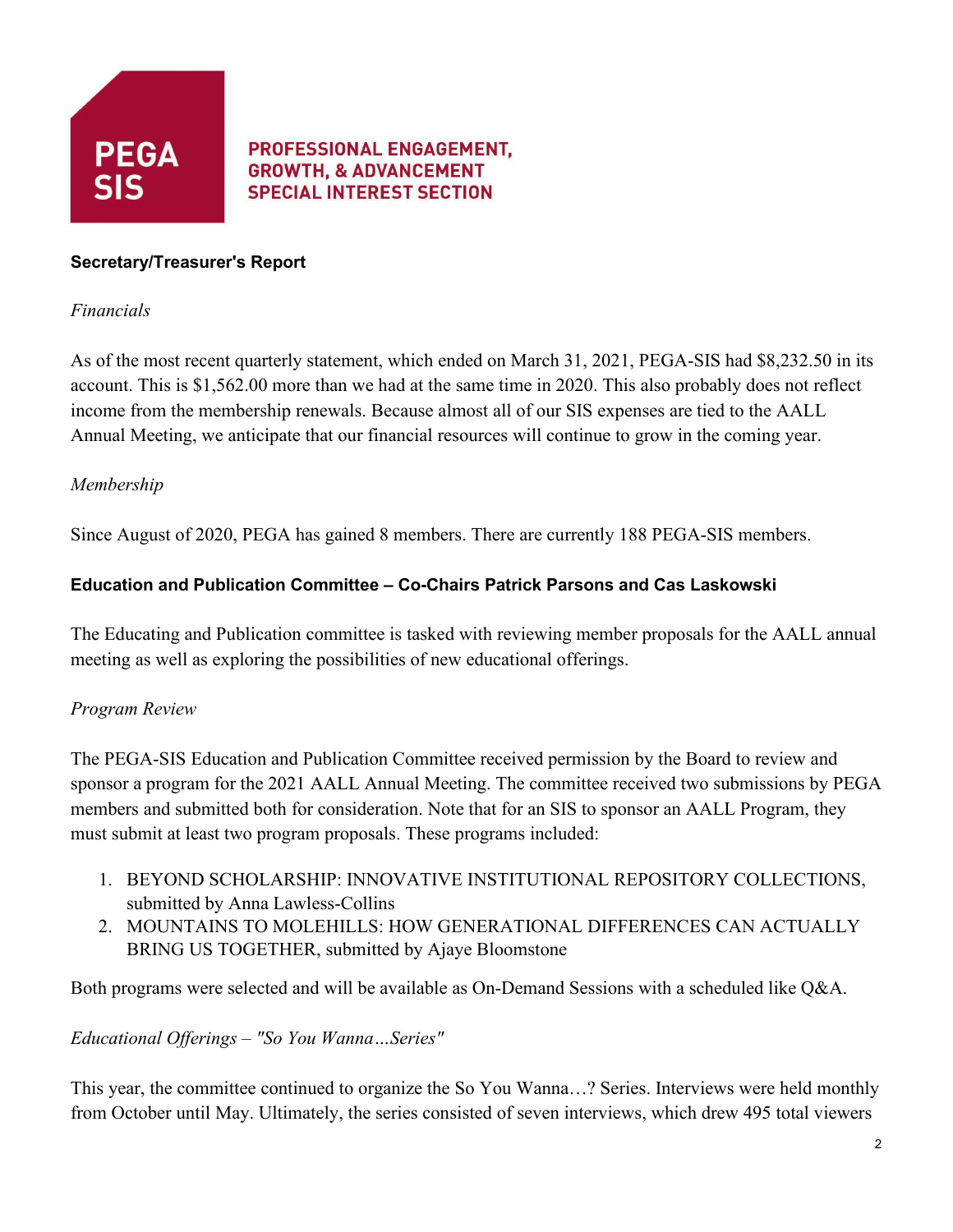**PEGA SIS**

**PROFESSIONAL ENGAGEMENT, GROWTH, & ADVANCEMENT SPECIAL INTEREST SECTION**

## Secretary/Treasurer's Report

*Financials*

As of the most recent quarterly statement, which ended on March 31, 2021, PEGA-SIS had $8,232.50 in its account. This is $1,562.00 more than we had at the same time in 2020. This also probably does not reflect income from the membership renewals. Because almost all of our SIS expenses are tied to the AALL Annual Meeting, we anticipate that our financial resources will continue to grow in the coming year.

*Membership*

Since August of 2020, PEGA has gained 8 members. There are currently 188 PEGA-SIS members.

## Education and Publication Committee – Co-Chairs Patrick Parsons and Cas Laskowski

The Educating and Publication committee is tasked with reviewing member proposals for the AALL annual meeting as well as exploring the possibilities of new educational offerings.

*Program Review*

The PEGA-SIS Education and Publication Committee received permission by the Board to review and sponsor a program for the 2021 AALL Annual Meeting. The committee received two submissions by PEGA members and submitted both for consideration. Note that for an SIS to sponsor an AALL Program, they must submit at least two program proposals. These programs included:

1. BEYOND SCHOLARSHIP: INNOVATIVE INSTITUTIONAL REPOSITORY COLLECTIONS, submitted by Anna Lawless-Collins
2. MOUNTAINS TO MOLEHILLS: HOW GENERATIONAL DIFFERENCES CAN ACTUALLY BRING US TOGETHER, submitted by Ajaye Bloomstone

Both programs were selected and will be available as On-Demand Sessions with a scheduled like Q&A.

*Educational Offerings – "So You Wanna…Series"*

This year, the committee continued to organize the So You Wanna…? Series. Interviews were held monthly from October until May. Ultimately, the series consisted of seven interviews, which drew 495 total viewers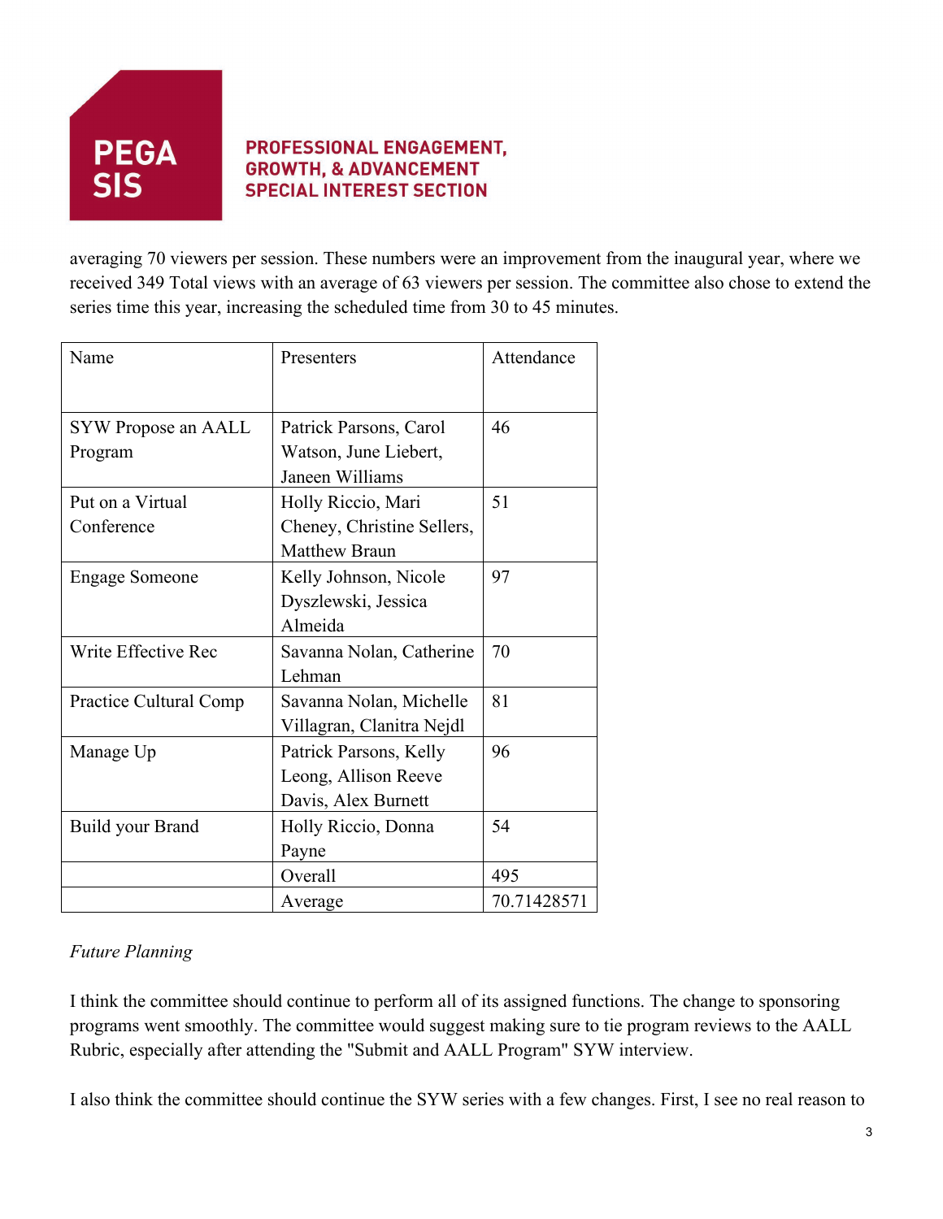averaging 70 viewers per session. These numbers were an improvement from the inaugural year, where we received 349 Total views with an average of 63 viewers per session. The committee also chose to extend the series time this year, increasing the scheduled time from 30 to 45 minutes.

| Name | Presenters | Attendance |
|---|---|---|
| SYW Propose an AALL Program | Patrick Parsons, Carol Watson, June Liebert, Janeen Williams | 46 |
| Put on a Virtual Conference | Holly Riccio, Mari Cheney, Christine Sellers, Matthew Braun | 51 |
| Engage Someone | Kelly Johnson, Nicole Dyszlewski, Jessica Almeida | 97 |
| Write Effective Rec | Savanna Nolan, Catherine Lehman | 70 |
| Practice Cultural Comp | Savanna Nolan, Michelle Villagran, Clanitra Nejdl | 81 |
| Manage Up | Patrick Parsons, Kelly Leong, Allison Reeve Davis, Alex Burnett | 96 |
| Build your Brand | Holly Riccio, Donna Payne | 54 |
| | Overall | 495 |
| | Average | 70.71428571 |

*Future Planning*

I think the committee should continue to perform all of its assigned functions. The change to sponsoring programs went smoothly. The committee would suggest making sure to tie program reviews to the AALL Rubric, especially after attending the "Submit and AALL Program" SYW interview.

I also think the committee should continue the SYW series with a few changes. First, I see no real reason to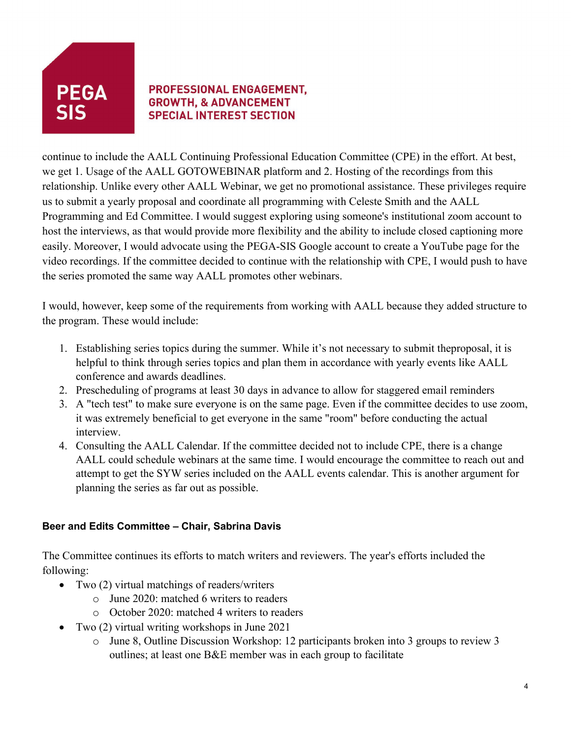continue to include the AALL Continuing Professional Education Committee (CPE) in the effort. At best, we get 1. Usage of the AALL GOTOWEBINAR platform and 2. Hosting of the recordings from this relationship. Unlike every other AALL Webinar, we get no promotional assistance. These privileges require us to submit a yearly proposal and coordinate all programming with Celeste Smith and the AALL Programming and Ed Committee. I would suggest exploring using someone's institutional zoom account to host the interviews, as that would provide more flexibility and the ability to include closed captioning more easily. Moreover, I would advocate using the PEGA-SIS Google account to create a YouTube page for the video recordings. If the committee decided to continue with the relationship with CPE, I would push to have the series promoted the same way AALL promotes other webinars.

I would, however, keep some of the requirements from working with AALL because they added structure to the program. These would include:

1. Establishing series topics during the summer. While it's not necessary to submit theproposal, it is helpful to think through series topics and plan them in accordance with yearly events like AALL conference and awards deadlines.
2. Prescheduling of programs at least 30 days in advance to allow for staggered email reminders
3. A "tech test" to make sure everyone is on the same page. Even if the committee decides to use zoom, it was extremely beneficial to get everyone in the same "room" before conducting the actual interview.
4. Consulting the AALL Calendar. If the committee decided not to include CPE, there is a change AALL could schedule webinars at the same time. I would encourage the committee to reach out and attempt to get the SYW series included on the AALL events calendar. This is another argument for planning the series as far out as possible.

**Beer and Edits Committee – Chair, Sabrina Davis**

The Committee continues its efforts to match writers and reviewers. The year's efforts included the following:

- Two (2) virtual matchings of readers/writers
  - June 2020: matched 6 writers to readers
  - October 2020: matched 4 writers to readers
- Two (2) virtual writing workshops in June 2021
  - June 8, Outline Discussion Workshop: 12 participants broken into 3 groups to review 3 outlines; at least one B&E member was in each group to facilitate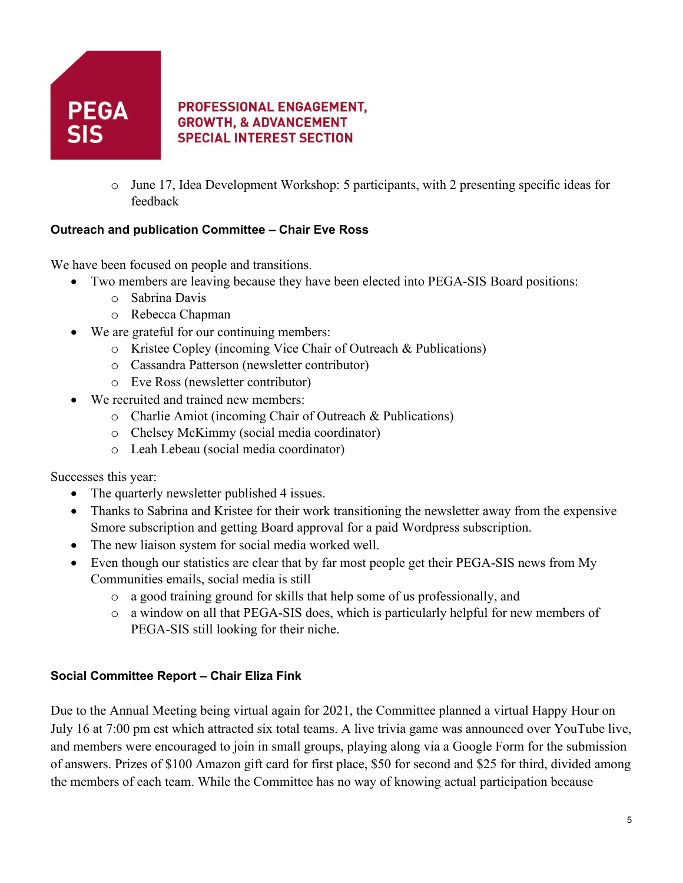- June 17, Idea Development Workshop: 5 participants, with 2 presenting specific ideas for feedback

**Outreach and publication Committee – Chair Eve Ross**

We have been focused on people and transitions.

- Two members are leaving because they have been elected into PEGA-SIS Board positions:
  - Sabrina Davis
  - Rebecca Chapman
- We are grateful for our continuing members:
  - Kristee Copley (incoming Vice Chair of Outreach & Publications)
  - Cassandra Patterson (newsletter contributor)
  - Eve Ross (newsletter contributor)
- We recruited and trained new members:
  - Charlie Amiot (incoming Chair of Outreach & Publications)
  - Chelsey McKimmy (social media coordinator)
  - Leah Lebeau (social media coordinator)

Successes this year:

- The quarterly newsletter published 4 issues.
- Thanks to Sabrina and Kristee for their work transitioning the newsletter away from the expensive Smore subscription and getting Board approval for a paid Wordpress subscription.
- The new liaison system for social media worked well.
- Even though our statistics are clear that by far most people get their PEGA-SIS news from My Communities emails, social media is still
  - a good training ground for skills that help some of us professionally, and
  - a window on all that PEGA-SIS does, which is particularly helpful for new members of PEGA-SIS still looking for their niche.

**Social Committee Report – Chair Eliza Fink**

Due to the Annual Meeting being virtual again for 2021, the Committee planned a virtual Happy Hour on July 16 at 7:00 pm est which attracted six total teams. A live trivia game was announced over YouTube live, and members were encouraged to join in small groups, playing along via a Google Form for the submission of answers. Prizes of $100 Amazon gift card for first place, $50 for second and $25 for third, divided among the members of each team. While the Committee has no way of knowing actual participation because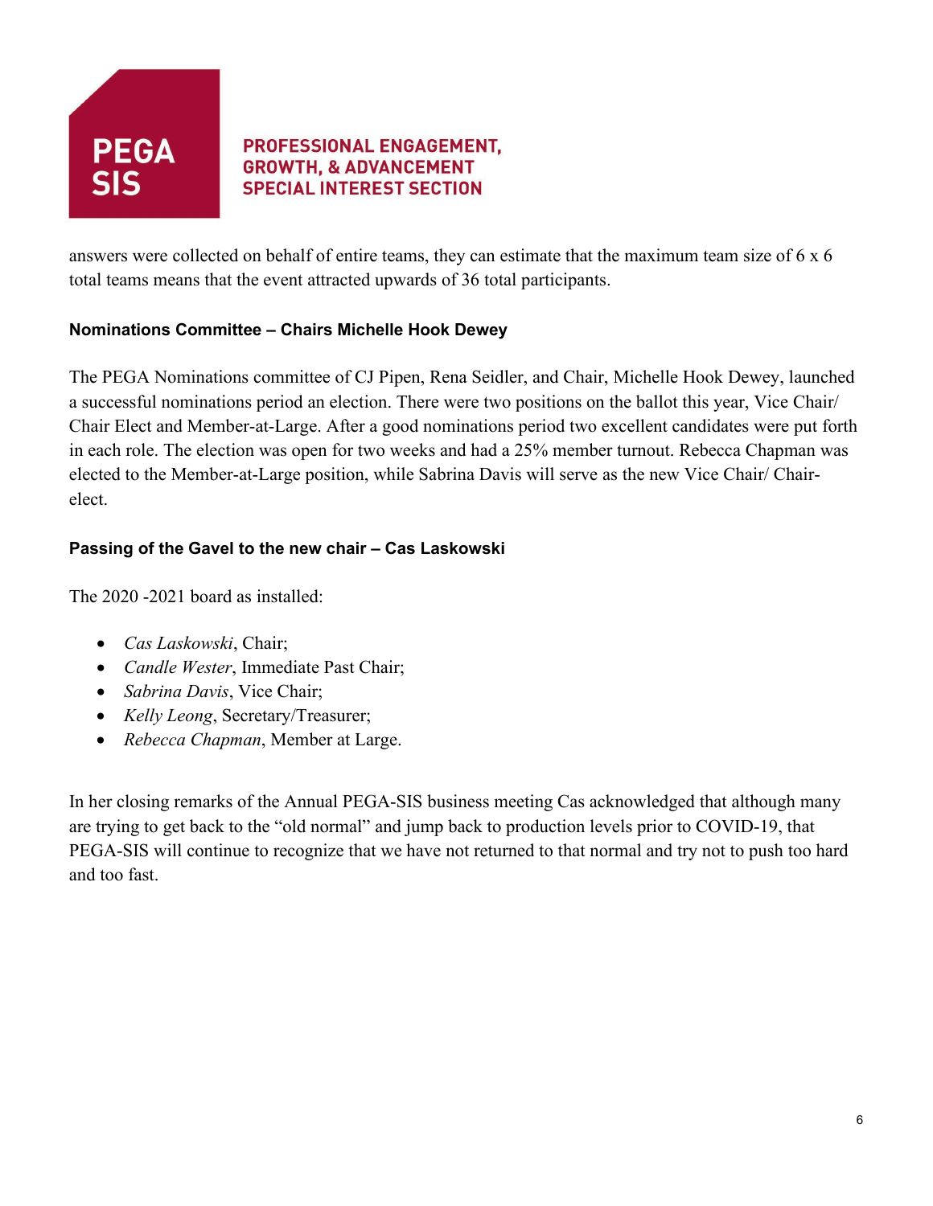answers were collected on behalf of entire teams, they can estimate that the maximum team size of 6 x 6 total teams means that the event attracted upwards of 36 total participants.

**Nominations Committee – Chairs Michelle Hook Dewey**

The PEGA Nominations committee of CJ Pipen, Rena Seidler, and Chair, Michelle Hook Dewey, launched a successful nominations period an election. There were two positions on the ballot this year, Vice Chair/ Chair Elect and Member-at-Large. After a good nominations period two excellent candidates were put forth in each role. The election was open for two weeks and had a 25% member turnout. Rebecca Chapman was elected to the Member-at-Large position, while Sabrina Davis will serve as the new Vice Chair/ Chair-elect.

**Passing of the Gavel to the new chair – Cas Laskowski**

The 2020 -2021 board as installed:

- *Cas Laskowski*, Chair;
- *Candle Wester*, Immediate Past Chair;
- *Sabrina Davis*, Vice Chair;
- *Kelly Leong*, Secretary/Treasurer;
- *Rebecca Chapman*, Member at Large.

In her closing remarks of the Annual PEGA-SIS business meeting Cas acknowledged that although many are trying to get back to the "old normal" and jump back to production levels prior to COVID-19, that PEGA-SIS will continue to recognize that we have not returned to that normal and try not to push too hard and too fast.